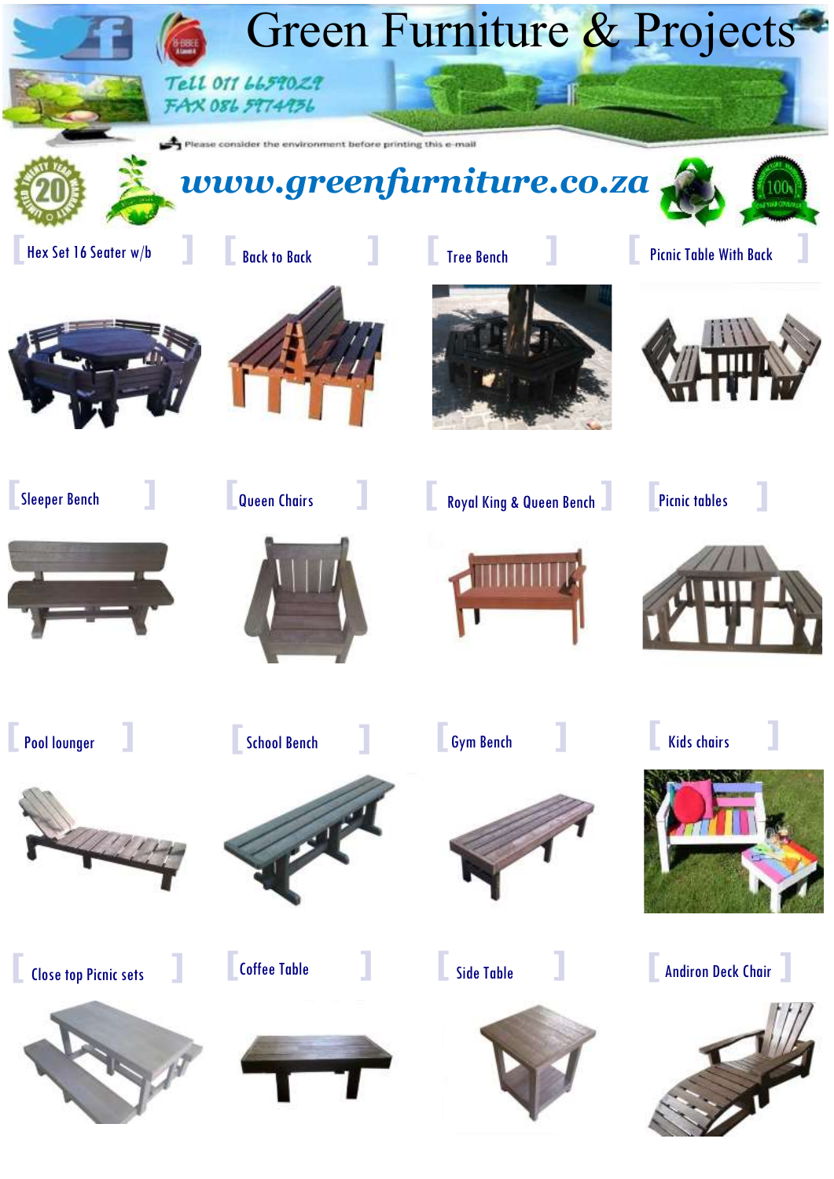# Green Furniture & Projects

Tell 011 6659029
FAX 086 5974936

Please consider the environment before printing this e-mail

## www.greenfurniture.co.za

- Hex Set 16 Seater w/b
- Back to Back
- Tree Bench
- Picnic Table With Back
- Sleeper Bench
- Queen Chairs
- Royal King & Queen Bench
- Picnic tables
- Pool lounger
- School Bench
- Gym Bench
- Kids chairs
- Close top Picnic sets
- Coffee Table
- Side Table
- Andiron Deck Chair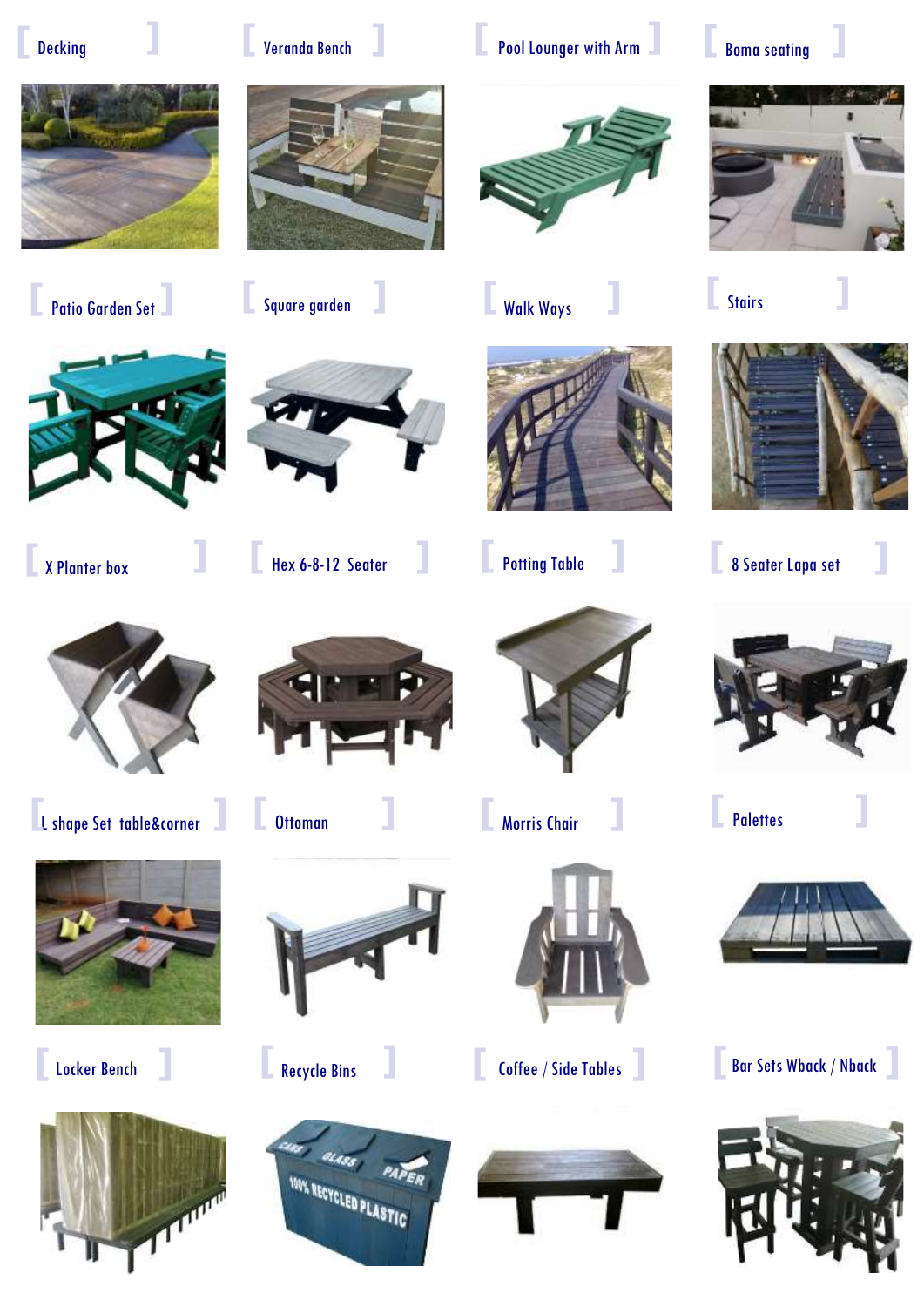Decking

Veranda Bench

Pool Lounger with Arm

Boma seating

Patio Garden Set

Square garden

Walk Ways

Stairs

X Planter box

Hex 6-8-12 Seater

Potting Table

8 Seater Lapa set

L shape Set table&corner

Ottoman

Morris Chair

Palettes

Locker Bench

Recycle Bins

Coffee / Side Tables

Bar Sets Wback / Nback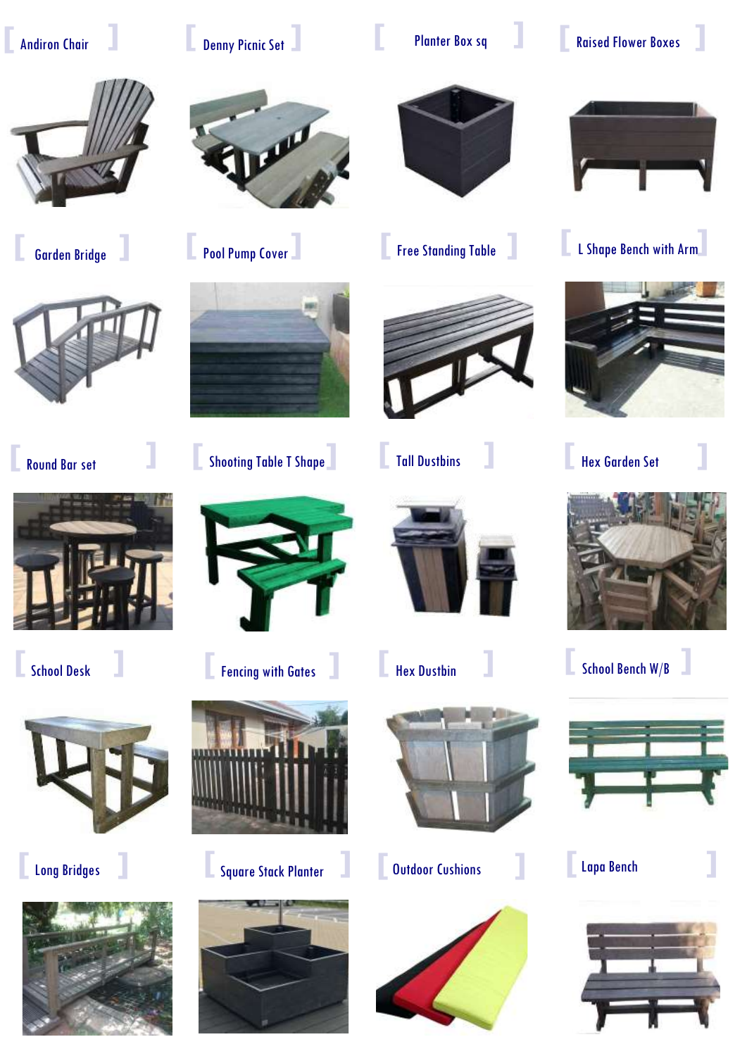[ Andiron Chair ]

[ Denny Picnic Set ]

[ Planter Box sq ]

[ Raised Flower Boxes ]

[ Garden Bridge ]

[ Pool Pump Cover ]

[ Free Standing Table ]

[ L Shape Bench with Arm ]

[ Round Bar set ]

[ Shooting Table T Shape ]

[ Tall Dustbins ]

[ Hex Garden Set ]

[ School Desk ]

[ Fencing with Gates ]

[ Hex Dustbin ]

[ School Bench W/B ]

[ Long Bridges ]

[ Square Stack Planter ]

[ Outdoor Cushions ]

[ Lapa Bench ]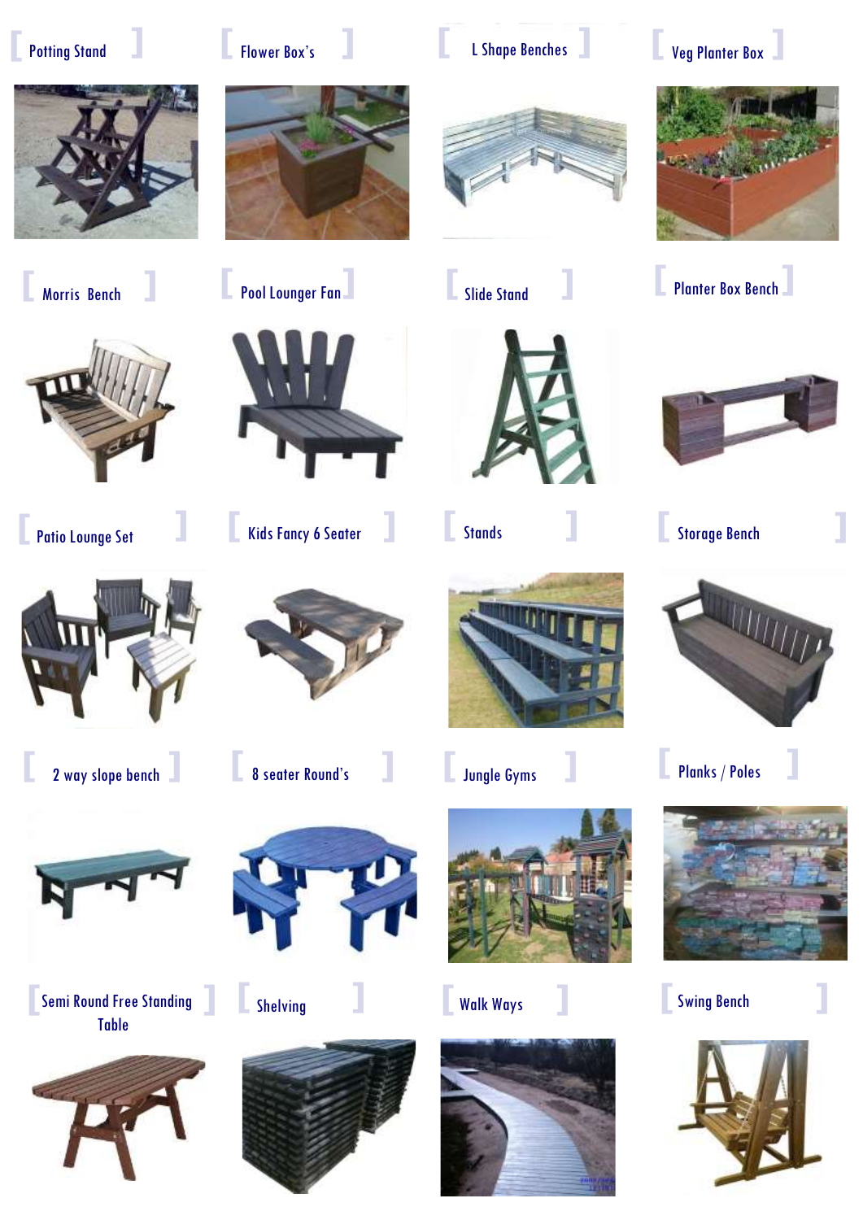[ Potting Stand ]

[ Flower Box's ]

[ L Shape Benches ]

[ Veg Planter Box ]

[ Morris Bench ]

[ Pool Lounger Fan ]

[ Slide Stand ]

[ Planter Box Bench ]

[ Patio Lounge Set ]

[ Kids Fancy 6 Seater ]

[ Stands ]

[ Storage Bench ]

[ 2 way slope bench ]

[ 8 seater Round's ]

[ Jungle Gyms ]

[ Planks / Poles ]

[ Semi Round Free Standing Table ]

[ Shelving ]

[ Walk Ways ]

[ Swing Bench ]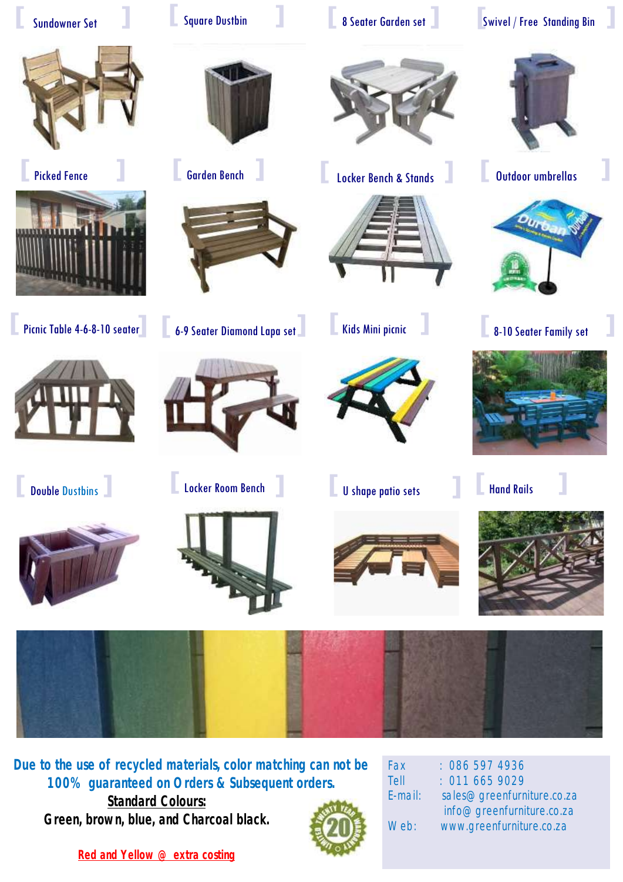[ Sundowner Set ]

[ Square Dustbin ]

[ 8 Seater Garden set ]

[ Swivel / Free Standing Bin ]

[ Picked Fence ]

[ Garden Bench ]

[ Locker Bench & Stands ]

[ Outdoor umbrellas ]

[ Picnic Table 4-6-8-10 seater ]

[ 6-9 Seater Diamond Lapa set ]

[ Kids Mini picnic ]

[ 8-10 Seater Family set ]

[ Double Dustbins ]

[ Locker Room Bench ]

[ U shape patio sets ]

[ Hand Rails ]

**Due to the use of recycled materials, color matching can not be 100% guaranteed on Orders & Subsequent orders.**

**Standard Colours:**

**Green, brown, blue, and Charcoal black.**

**Red and Yellow @ extra costing**

Fax : 086 597 4936
Tell : 011 665 9029
E-mail: sales@greenfurniture.co.za
info@greenfurniture.co.za
Web: www.greenfurniture.co.za